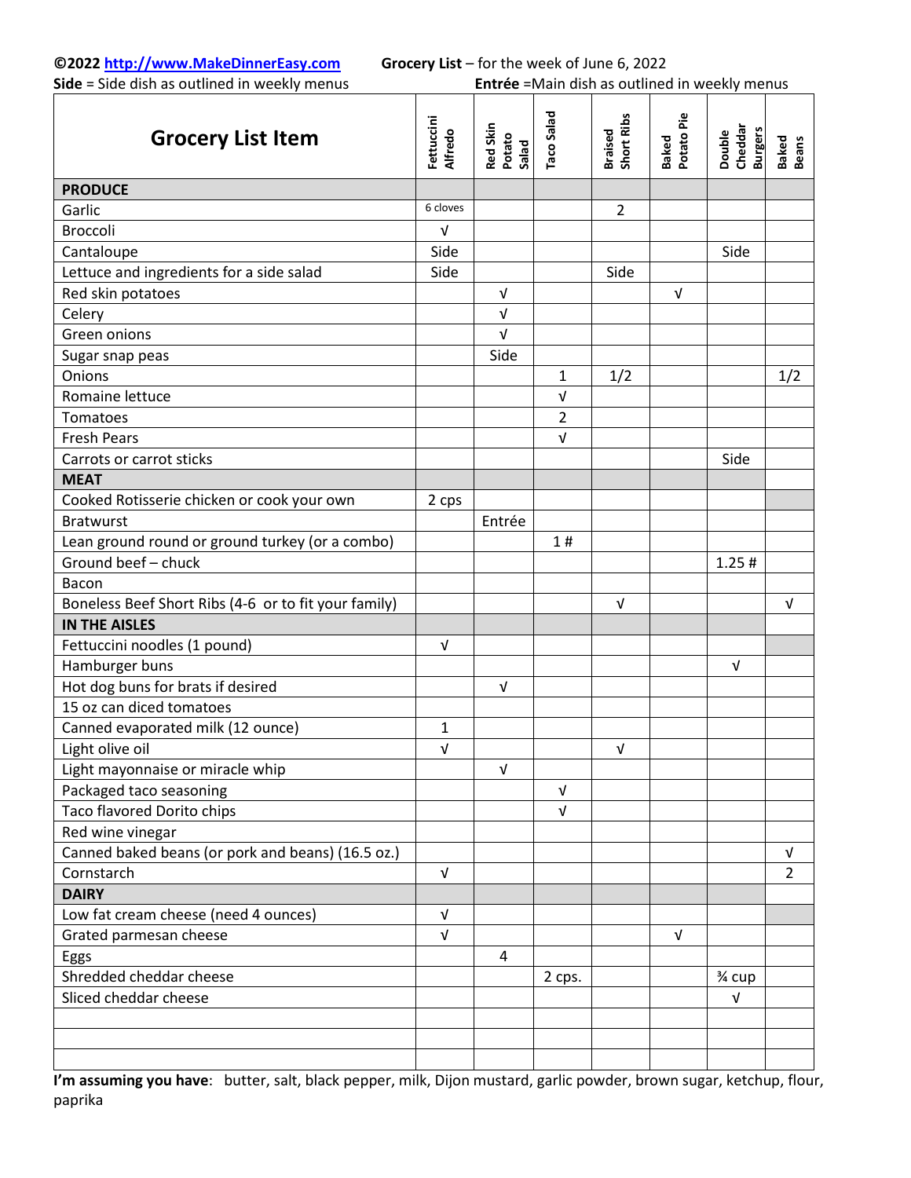**©2022 http://www.MakeDinnerEasy.com** **Grocery List** – for the week of June 6, 2022

**Side** = Side dish as outlined in weekly menus **Entrée** =Main dish as outlined in weekly menus

| Grocery List Item | Fettuccini Alfredo | Red Skin Potato Salad | Taco Salad | Braised Short Ribs | Baked Potato Pie | Double Cheddar Burgers | Baked Beans |
|---|---|---|---|---|---|---|---|
| **PRODUCE** | | | | | | | |
| Garlic | 6 cloves | | | 2 | | | |
| Broccoli | √ | | | | | | |
| Cantaloupe | Side | | | | | Side | |
| Lettuce and ingredients for a side salad | Side | | | Side | | | |
| Red skin potatoes | | √ | | | √ | | |
| Celery | | √ | | | | | |
| Green onions | | √ | | | | | |
| Sugar snap peas | | Side | | | | | |
| Onions | | | 1 | 1/2 | | | 1/2 |
| Romaine lettuce | | | √ | | | | |
| Tomatoes | | | 2 | | | | |
| Fresh Pears | | | √ | | | | |
| Carrots or carrot sticks | | | | | | Side | |
| **MEAT** | | | | | | | |
| Cooked Rotisserie chicken or cook your own | 2 cps | | | | | | |
| Bratwurst | | Entrée | | | | | |
| Lean ground round or ground turkey (or a combo) | | | 1 # | | | | |
| Ground beef – chuck | | | | | | 1.25 # | |
| Bacon | | | | | | | |
| Boneless Beef Short Ribs (4-6 or to fit your family) | | | | √ | | | √ |
| **IN THE AISLES** | | | | | | | |
| Fettuccini noodles (1 pound) | √ | | | | | | |
| Hamburger buns | | | | | | √ | |
| Hot dog buns for brats if desired | | √ | | | | | |
| 15 oz can diced tomatoes | | | | | | | |
| Canned evaporated milk (12 ounce) | 1 | | | | | | |
| Light olive oil | √ | | | √ | | | |
| Light mayonnaise or miracle whip | | √ | | | | | |
| Packaged taco seasoning | | | √ | | | | |
| Taco flavored Dorito chips | | | √ | | | | |
| Red wine vinegar | | | | | | | |
| Canned baked beans (or pork and beans) (16.5 oz.) | | | | | | | √ |
| Cornstarch | √ | | | | | | 2 |
| **DAIRY** | | | | | | | |
| Low fat cream cheese (need 4 ounces) | √ | | | | | | |
| Grated parmesan cheese | √ | | | | √ | | |
| Eggs | | 4 | | | | | |
| Shredded cheddar cheese | | | 2 cps. | | | ¾ cup | |
| Sliced cheddar cheese | | | | | | √ | |
| | | | | | | | |
| | | | | | | | |
| | | | | | | | |

**I'm assuming you have**: butter, salt, black pepper, milk, Dijon mustard, garlic powder, brown sugar, ketchup, flour, paprika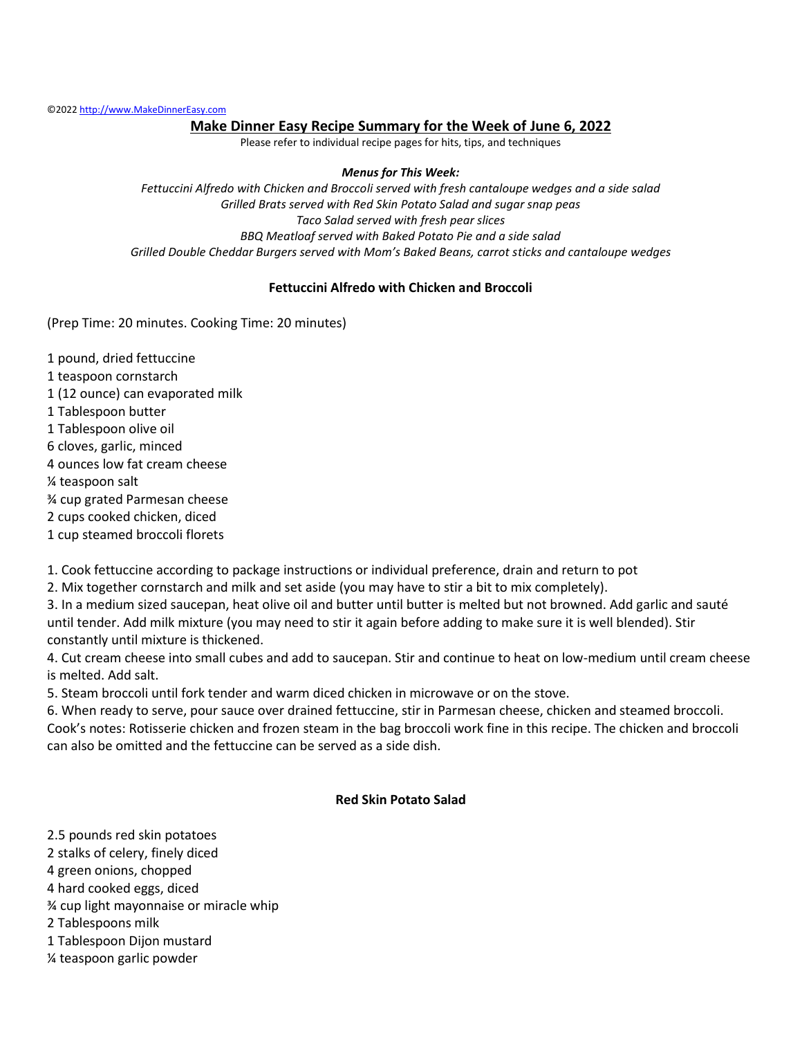©2022 http://www.MakeDinnerEasy.com

## Make Dinner Easy Recipe Summary for the Week of June 6, 2022

Please refer to individual recipe pages for hits, tips, and techniques

***Menus for This Week:***

*Fettuccini Alfredo with Chicken and Broccoli served with fresh cantaloupe wedges and a side salad*
*Grilled Brats served with Red Skin Potato Salad and sugar snap peas*
*Taco Salad served with fresh pear slices*
*BBQ Meatloaf served with Baked Potato Pie and a side salad*
*Grilled Double Cheddar Burgers served with Mom's Baked Beans, carrot sticks and cantaloupe wedges*

### Fettuccini Alfredo with Chicken and Broccoli

(Prep Time: 20 minutes. Cooking Time: 20 minutes)

1 pound, dried fettuccine
1 teaspoon cornstarch
1 (12 ounce) can evaporated milk
1 Tablespoon butter
1 Tablespoon olive oil
6 cloves, garlic, minced
4 ounces low fat cream cheese
¼ teaspoon salt
¾ cup grated Parmesan cheese
2 cups cooked chicken, diced
1 cup steamed broccoli florets

1. Cook fettuccine according to package instructions or individual preference, drain and return to pot
2. Mix together cornstarch and milk and set aside (you may have to stir a bit to mix completely).
3. In a medium sized saucepan, heat olive oil and butter until butter is melted but not browned. Add garlic and sauté until tender. Add milk mixture (you may need to stir it again before adding to make sure it is well blended). Stir constantly until mixture is thickened.
4. Cut cream cheese into small cubes and add to saucepan. Stir and continue to heat on low-medium until cream cheese is melted. Add salt.
5. Steam broccoli until fork tender and warm diced chicken in microwave or on the stove.
6. When ready to serve, pour sauce over drained fettuccine, stir in Parmesan cheese, chicken and steamed broccoli.

Cook's notes: Rotisserie chicken and frozen steam in the bag broccoli work fine in this recipe. The chicken and broccoli can also be omitted and the fettuccine can be served as a side dish.

### Red Skin Potato Salad

2.5 pounds red skin potatoes
2 stalks of celery, finely diced
4 green onions, chopped
4 hard cooked eggs, diced
¾ cup light mayonnaise or miracle whip
2 Tablespoons milk
1 Tablespoon Dijon mustard
¼ teaspoon garlic powder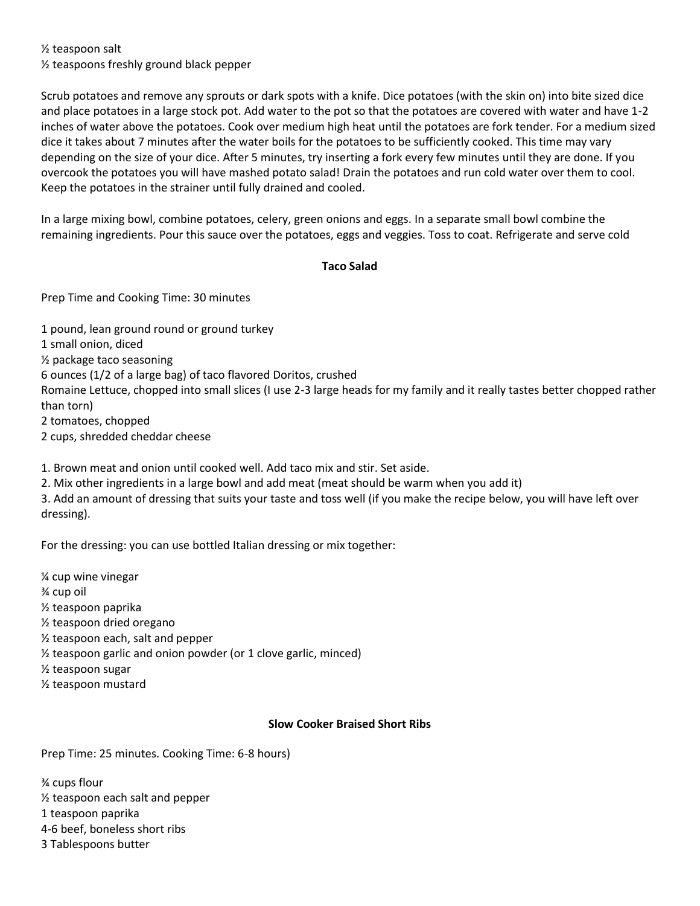½ teaspoon salt
½ teaspoons freshly ground black pepper

Scrub potatoes and remove any sprouts or dark spots with a knife. Dice potatoes (with the skin on) into bite sized dice and place potatoes in a large stock pot. Add water to the pot so that the potatoes are covered with water and have 1-2 inches of water above the potatoes. Cook over medium high heat until the potatoes are fork tender. For a medium sized dice it takes about 7 minutes after the water boils for the potatoes to be sufficiently cooked. This time may vary depending on the size of your dice. After 5 minutes, try inserting a fork every few minutes until they are done. If you overcook the potatoes you will have mashed potato salad! Drain the potatoes and run cold water over them to cool. Keep the potatoes in the strainer until fully drained and cooled.

In a large mixing bowl, combine potatoes, celery, green onions and eggs. In a separate small bowl combine the remaining ingredients. Pour this sauce over the potatoes, eggs and veggies. Toss to coat. Refrigerate and serve cold

**Taco Salad**

Prep Time and Cooking Time: 30 minutes

1 pound, lean ground round or ground turkey
1 small onion, diced
½ package taco seasoning
6 ounces (1/2 of a large bag) of taco flavored Doritos, crushed
Romaine Lettuce, chopped into small slices (I use 2-3 large heads for my family and it really tastes better chopped rather than torn)
2 tomatoes, chopped
2 cups, shredded cheddar cheese

1. Brown meat and onion until cooked well. Add taco mix and stir. Set aside.
2. Mix other ingredients in a large bowl and add meat (meat should be warm when you add it)
3. Add an amount of dressing that suits your taste and toss well (if you make the recipe below, you will have left over dressing).

For the dressing: you can use bottled Italian dressing or mix together:

¼ cup wine vinegar
¾ cup oil
½ teaspoon paprika
½ teaspoon dried oregano
½ teaspoon each, salt and pepper
½ teaspoon garlic and onion powder (or 1 clove garlic, minced)
½ teaspoon sugar
½ teaspoon mustard

**Slow Cooker Braised Short Ribs**

Prep Time: 25 minutes. Cooking Time: 6-8 hours)

¾ cups flour
½ teaspoon each salt and pepper
1 teaspoon paprika
4-6 beef, boneless short ribs
3 Tablespoons butter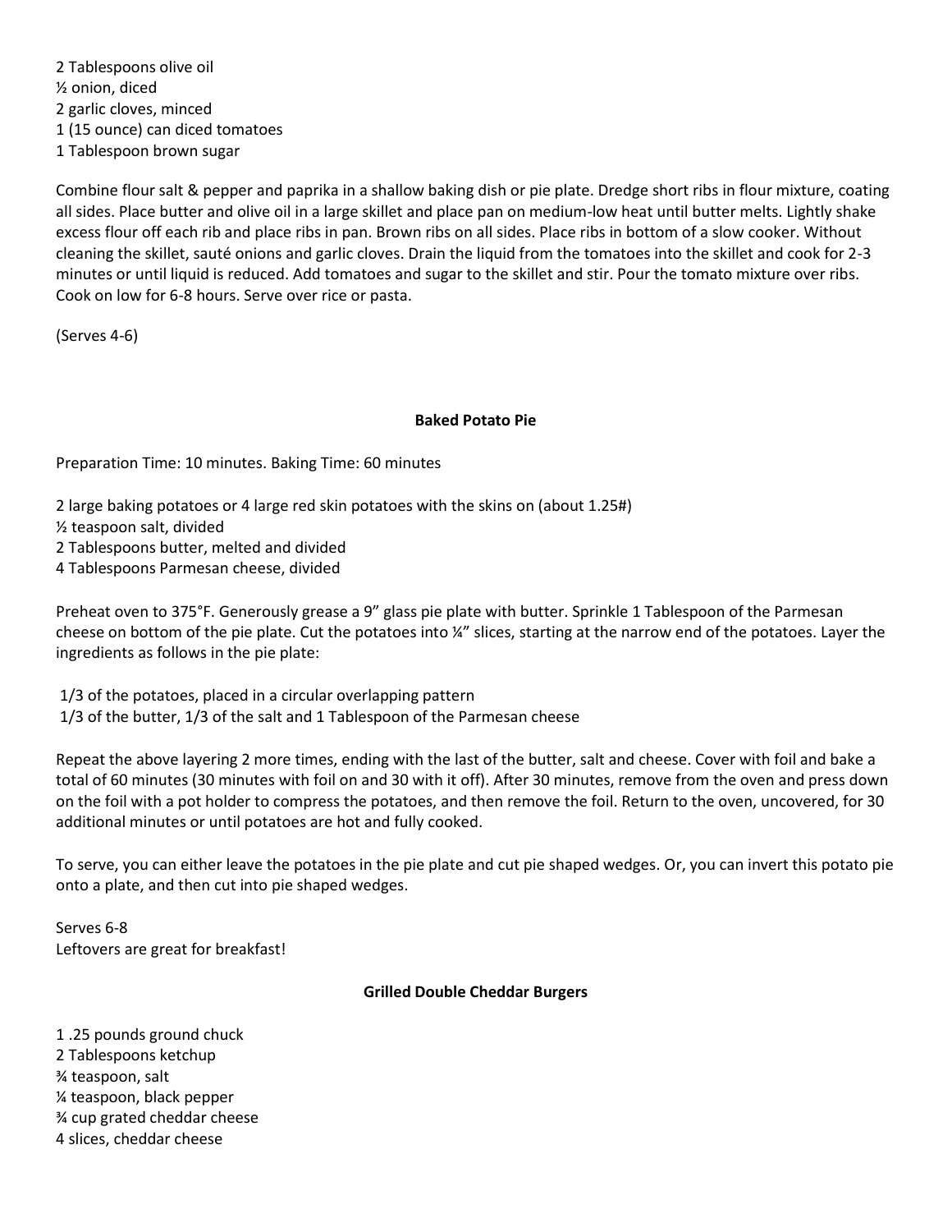2 Tablespoons olive oil  
½ onion, diced  
2 garlic cloves, minced  
1 (15 ounce) can diced tomatoes  
1 Tablespoon brown sugar

Combine flour salt & pepper and paprika in a shallow baking dish or pie plate. Dredge short ribs in flour mixture, coating all sides. Place butter and olive oil in a large skillet and place pan on medium-low heat until butter melts. Lightly shake excess flour off each rib and place ribs in pan. Brown ribs on all sides. Place ribs in bottom of a slow cooker. Without cleaning the skillet, sauté onions and garlic cloves. Drain the liquid from the tomatoes into the skillet and cook for 2-3 minutes or until liquid is reduced. Add tomatoes and sugar to the skillet and stir. Pour the tomato mixture over ribs. Cook on low for 6-8 hours. Serve over rice or pasta.

(Serves 4-6)

**Baked Potato Pie**

Preparation Time: 10 minutes. Baking Time: 60 minutes

2 large baking potatoes or 4 large red skin potatoes with the skins on (about 1.25#)  
½ teaspoon salt, divided  
2 Tablespoons butter, melted and divided  
4 Tablespoons Parmesan cheese, divided

Preheat oven to 375°F. Generously grease a 9" glass pie plate with butter. Sprinkle 1 Tablespoon of the Parmesan cheese on bottom of the pie plate. Cut the potatoes into ¼" slices, starting at the narrow end of the potatoes. Layer the ingredients as follows in the pie plate:

1/3 of the potatoes, placed in a circular overlapping pattern  
1/3 of the butter, 1/3 of the salt and 1 Tablespoon of the Parmesan cheese

Repeat the above layering 2 more times, ending with the last of the butter, salt and cheese. Cover with foil and bake a total of 60 minutes (30 minutes with foil on and 30 with it off). After 30 minutes, remove from the oven and press down on the foil with a pot holder to compress the potatoes, and then remove the foil. Return to the oven, uncovered, for 30 additional minutes or until potatoes are hot and fully cooked.

To serve, you can either leave the potatoes in the pie plate and cut pie shaped wedges. Or, you can invert this potato pie onto a plate, and then cut into pie shaped wedges.

Serves 6-8  
Leftovers are great for breakfast!

**Grilled Double Cheddar Burgers**

1 .25 pounds ground chuck  
2 Tablespoons ketchup  
¾ teaspoon, salt  
¼ teaspoon, black pepper  
¾ cup grated cheddar cheese  
4 slices, cheddar cheese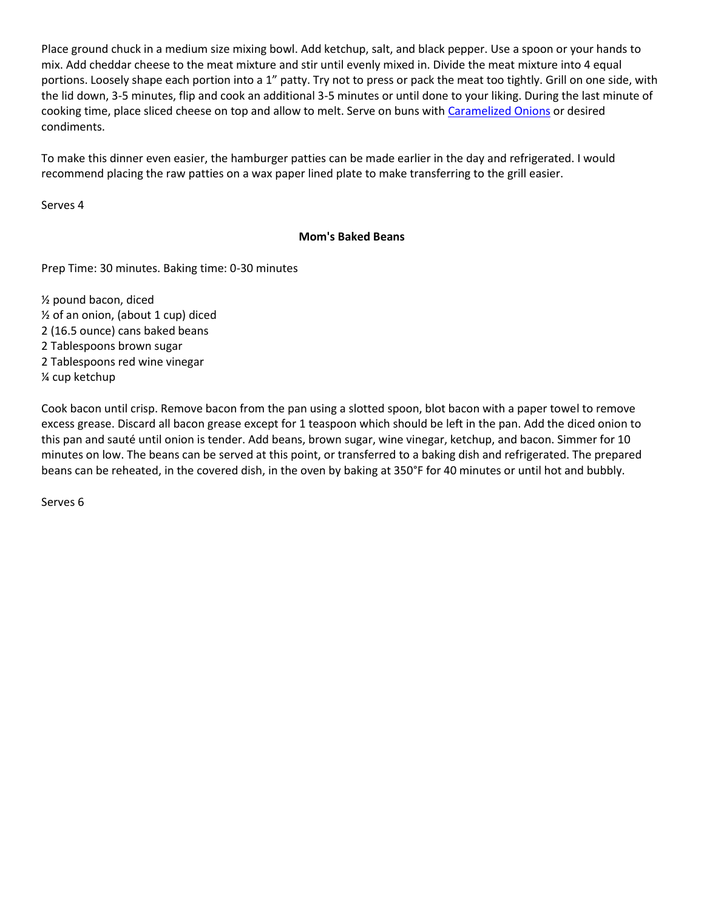Place ground chuck in a medium size mixing bowl. Add ketchup, salt, and black pepper. Use a spoon or your hands to mix. Add cheddar cheese to the meat mixture and stir until evenly mixed in. Divide the meat mixture into 4 equal portions. Loosely shape each portion into a 1" patty. Try not to press or pack the meat too tightly. Grill on one side, with the lid down, 3-5 minutes, flip and cook an additional 3-5 minutes or until done to your liking. During the last minute of cooking time, place sliced cheese on top and allow to melt. Serve on buns with Caramelized Onions or desired condiments.

To make this dinner even easier, the hamburger patties can be made earlier in the day and refrigerated. I would recommend placing the raw patties on a wax paper lined plate to make transferring to the grill easier.

Serves 4

**Mom's Baked Beans**

Prep Time: 30 minutes. Baking time: 0-30 minutes

½ pound bacon, diced
½ of an onion, (about 1 cup) diced
2 (16.5 ounce) cans baked beans
2 Tablespoons brown sugar
2 Tablespoons red wine vinegar
¼ cup ketchup

Cook bacon until crisp. Remove bacon from the pan using a slotted spoon, blot bacon with a paper towel to remove excess grease. Discard all bacon grease except for 1 teaspoon which should be left in the pan. Add the diced onion to this pan and sauté until onion is tender. Add beans, brown sugar, wine vinegar, ketchup, and bacon. Simmer for 10 minutes on low. The beans can be served at this point, or transferred to a baking dish and refrigerated. The prepared beans can be reheated, in the covered dish, in the oven by baking at 350°F for 40 minutes or until hot and bubbly.

Serves 6